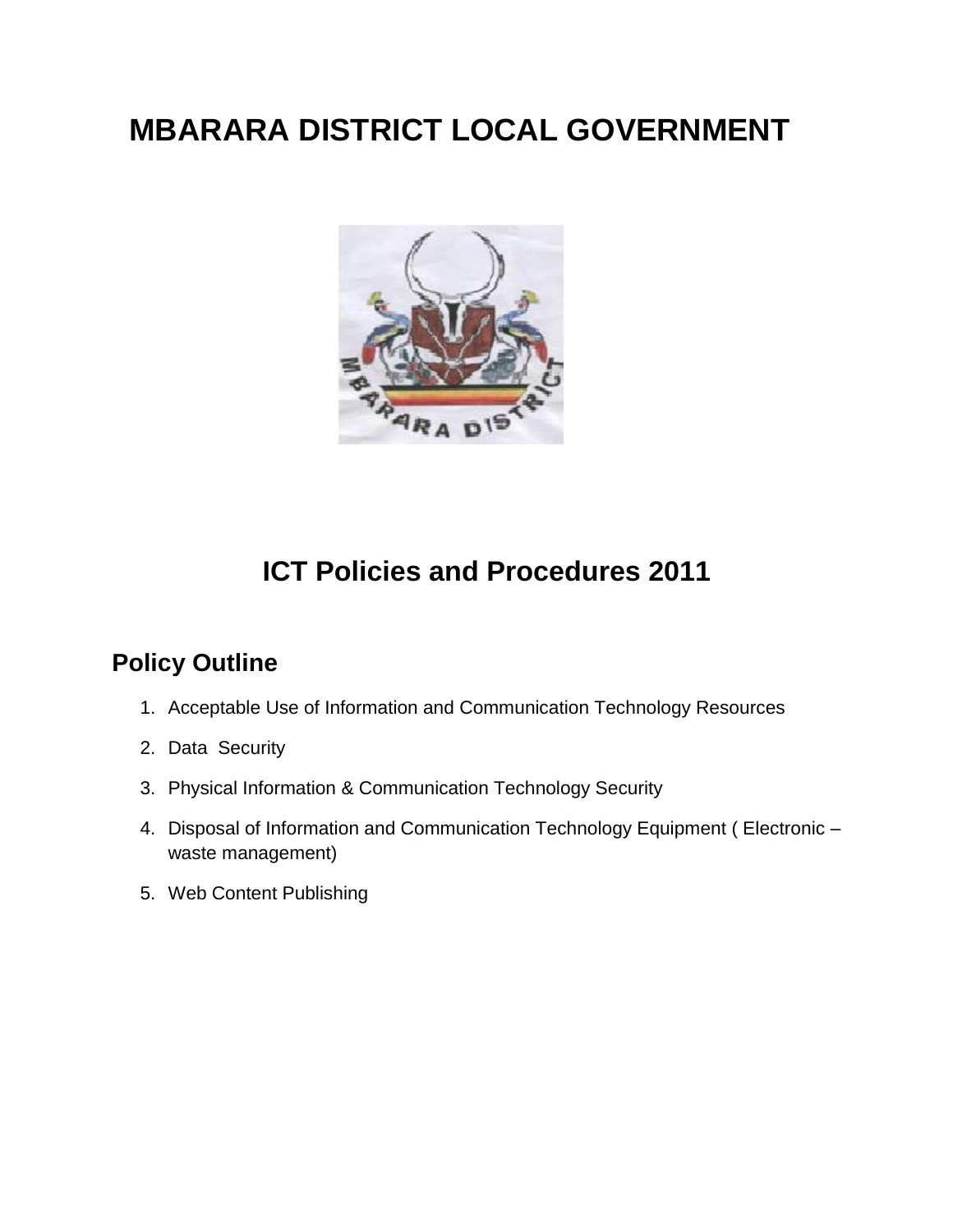# MBARARA DISTRICT LOCAL GOVERNMENT

## ICT Policies and Procedures 2011

### Policy Outline

1. Acceptable Use of Information and Communication Technology Resources
2. Data Security
3. Physical Information & Communication Technology Security
4. Disposal of Information and Communication Technology Equipment ( Electronic – waste management)
5. Web Content Publishing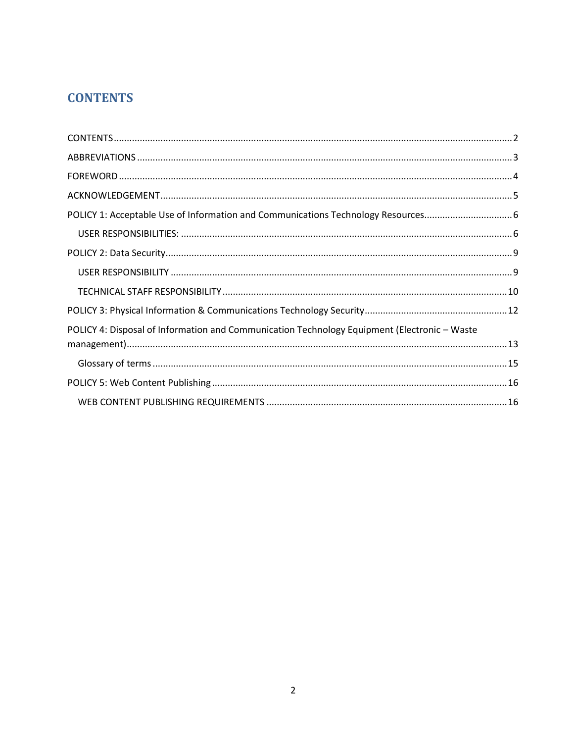# CONTENTS

CONTENTS ........................................................................................................ 2

ABBREVIATIONS ................................................................................................ 3

FOREWORD ........................................................................................................ 4

ACKNOWLEDGEMENT ........................................................................................ 5

POLICY 1: Acceptable Use of Information and Communications Technology Resources .................................. 6

- USER RESPONSIBILITIES: ................................................................................ 6

POLICY 2: Data Security ....................................................................................... 9

- USER RESPONSIBILITY .................................................................................... 9
- TECHNICAL STAFF RESPONSIBILITY ............................................................... 10

POLICY 3: Physical Information & Communications Technology Security ....................................................... 12

POLICY 4: Disposal of Information and Communication Technology Equipment (Electronic – Waste management) ................................................................................................ 13

- Glossary of terms ............................................................................................. 15

POLICY 5: Web Content Publishing ..................................................................... 16

- WEB CONTENT PUBLISHING REQUIREMENTS .................................................. 16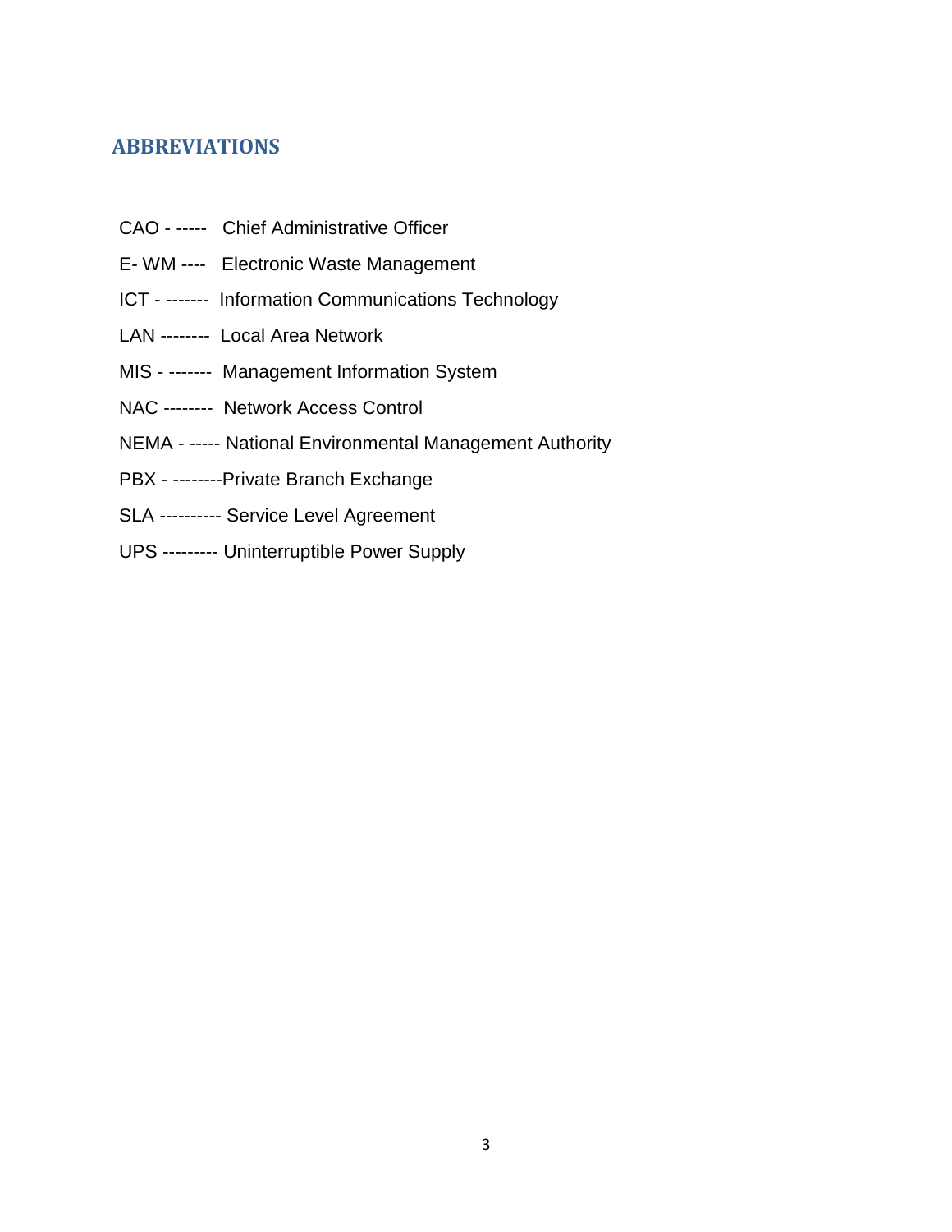## ABBREVIATIONS

CAO - ----- Chief Administrative Officer

E- WM ---- Electronic Waste Management

ICT - ------- Information Communications Technology

LAN -------- Local Area Network

MIS - ------- Management Information System

NAC -------- Network Access Control

NEMA - ----- National Environmental Management Authority

PBX - --------Private Branch Exchange

SLA ---------- Service Level Agreement

UPS --------- Uninterruptible Power Supply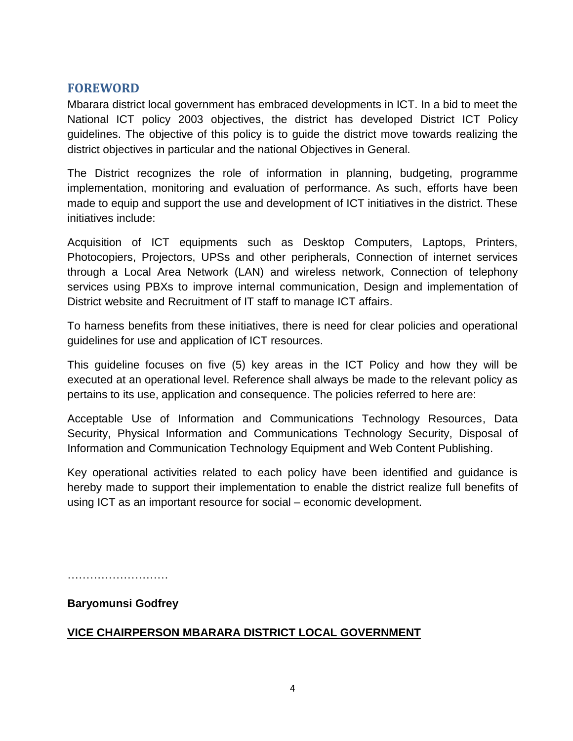## FOREWORD

Mbarara district local government has embraced developments in ICT. In a bid to meet the National ICT policy 2003 objectives, the district has developed District ICT Policy guidelines. The objective of this policy is to guide the district move towards realizing the district objectives in particular and the national Objectives in General.

The District recognizes the role of information in planning, budgeting, programme implementation, monitoring and evaluation of performance. As such, efforts have been made to equip and support the use and development of ICT initiatives in the district. These initiatives include:

Acquisition of ICT equipments such as Desktop Computers, Laptops, Printers, Photocopiers, Projectors, UPSs and other peripherals, Connection of internet services through a Local Area Network (LAN) and wireless network, Connection of telephony services using PBXs to improve internal communication, Design and implementation of District website and Recruitment of IT staff to manage ICT affairs.

To harness benefits from these initiatives, there is need for clear policies and operational guidelines for use and application of ICT resources.

This guideline focuses on five (5) key areas in the ICT Policy and how they will be executed at an operational level. Reference shall always be made to the relevant policy as pertains to its use, application and consequence. The policies referred to here are:

Acceptable Use of Information and Communications Technology Resources, Data Security, Physical Information and Communications Technology Security, Disposal of Information and Communication Technology Equipment and Web Content Publishing.

Key operational activities related to each policy have been identified and guidance is hereby made to support their implementation to enable the district realize full benefits of using ICT as an important resource for social – economic development.

………………………

**Baryomunsi Godfrey**

**VICE CHAIRPERSON MBARARA DISTRICT LOCAL GOVERNMENT**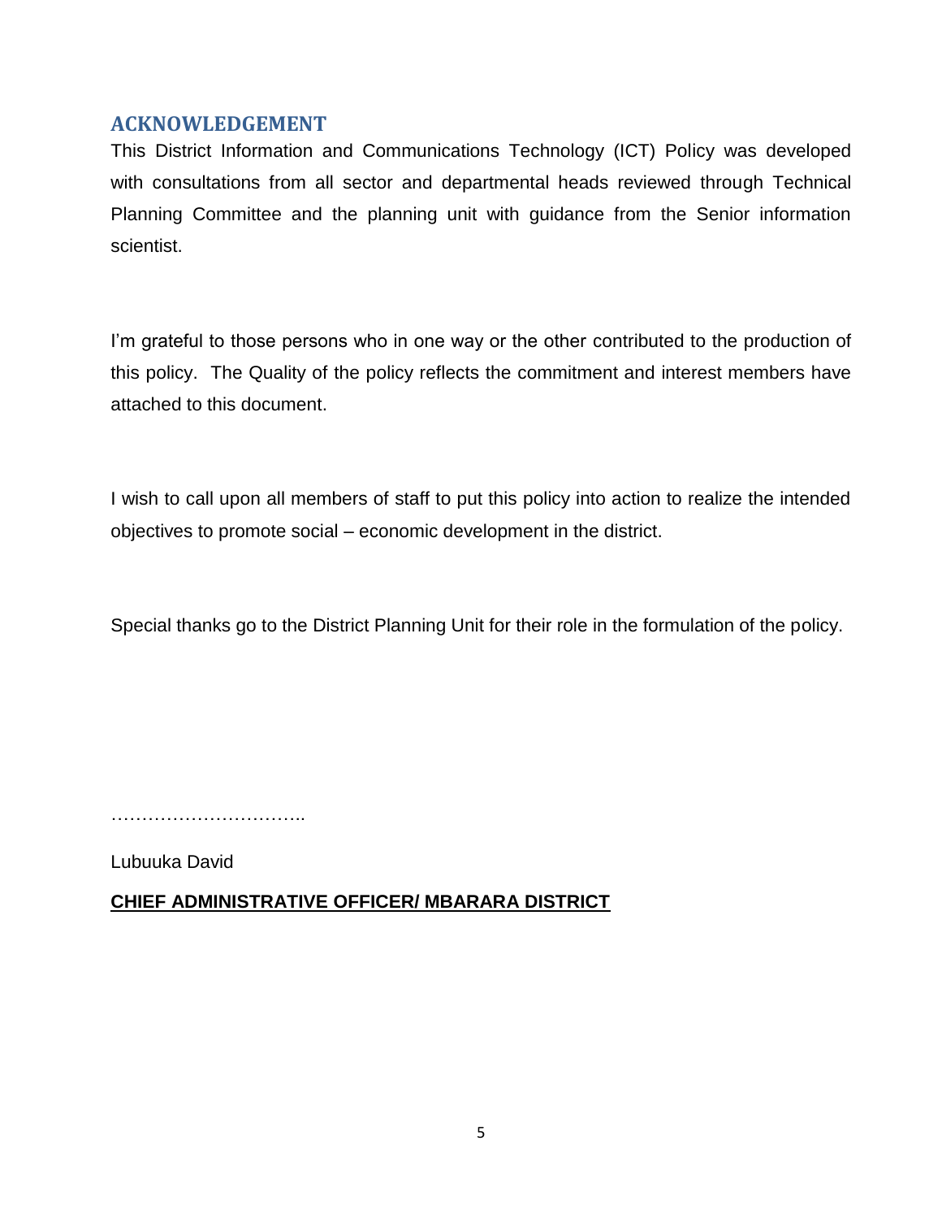## ACKNOWLEDGEMENT

This District Information and Communications Technology (ICT) Policy was developed with consultations from all sector and departmental heads reviewed through Technical Planning Committee and the planning unit with guidance from the Senior information scientist.

I'm grateful to those persons who in one way or the other contributed to the production of this policy. The Quality of the policy reflects the commitment and interest members have attached to this document.

I wish to call upon all members of staff to put this policy into action to realize the intended objectives to promote social – economic development in the district.

Special thanks go to the District Planning Unit for their role in the formulation of the policy.

…………………………..

Lubuuka David

**CHIEF ADMINISTRATIVE OFFICER/ MBARARA DISTRICT**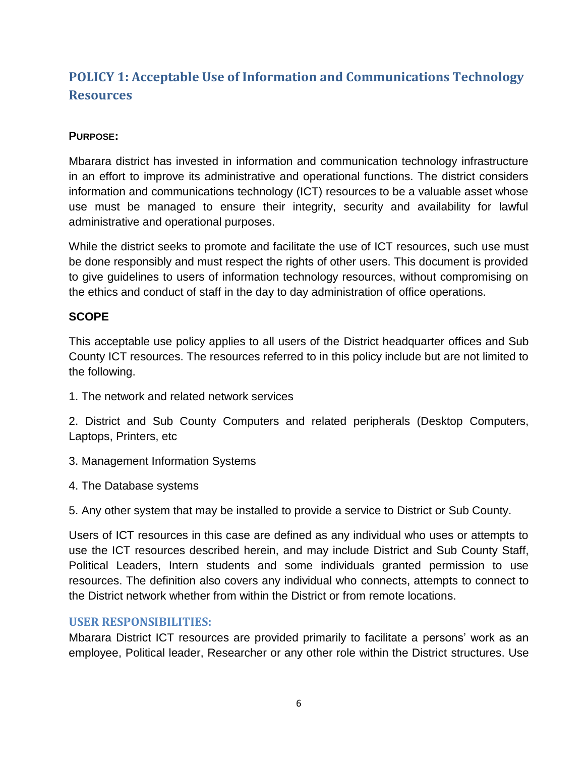## POLICY 1: Acceptable Use of Information and Communications Technology Resources

**PURPOSE:**

Mbarara district has invested in information and communication technology infrastructure in an effort to improve its administrative and operational functions. The district considers information and communications technology (ICT) resources to be a valuable asset whose use must be managed to ensure their integrity, security and availability for lawful administrative and operational purposes.

While the district seeks to promote and facilitate the use of ICT resources, such use must be done responsibly and must respect the rights of other users. This document is provided to give guidelines to users of information technology resources, without compromising on the ethics and conduct of staff in the day to day administration of office operations.

**SCOPE**

This acceptable use policy applies to all users of the District headquarter offices and Sub County ICT resources. The resources referred to in this policy include but are not limited to the following.

1. The network and related network services
2. District and Sub County Computers and related peripherals (Desktop Computers, Laptops, Printers, etc
3. Management Information Systems
4. The Database systems
5. Any other system that may be installed to provide a service to District or Sub County.

Users of ICT resources in this case are defined as any individual who uses or attempts to use the ICT resources described herein, and may include District and Sub County Staff, Political Leaders, Intern students and some individuals granted permission to use resources. The definition also covers any individual who connects, attempts to connect to the District network whether from within the District or from remote locations.

### USER RESPONSIBILITIES:

Mbarara District ICT resources are provided primarily to facilitate a persons' work as an employee, Political leader, Researcher or any other role within the District structures. Use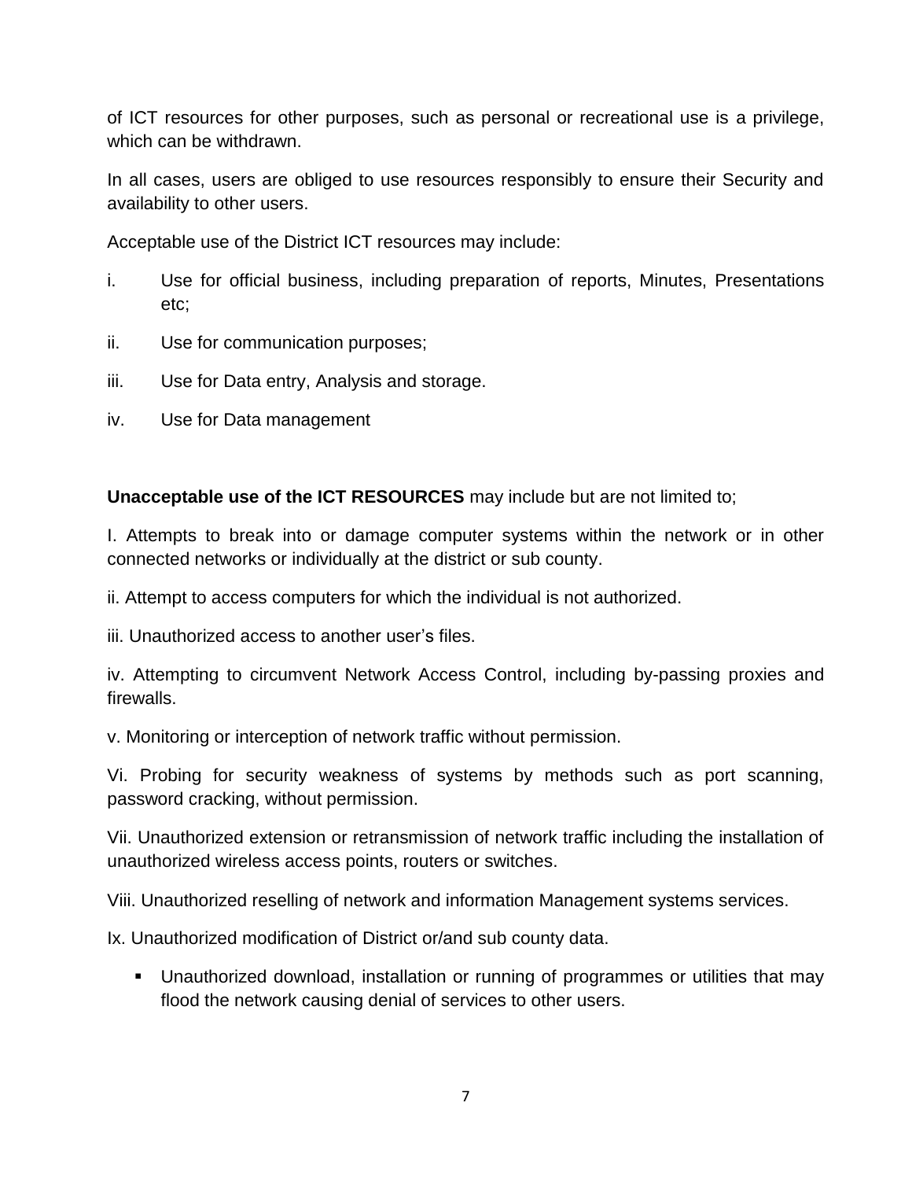of ICT resources for other purposes, such as personal or recreational use is a privilege, which can be withdrawn.

In all cases, users are obliged to use resources responsibly to ensure their Security and availability to other users.

Acceptable use of the District ICT resources may include:

i. Use for official business, including preparation of reports, Minutes, Presentations etc;

ii. Use for communication purposes;

iii. Use for Data entry, Analysis and storage.

iv. Use for Data management

**Unacceptable use of the ICT RESOURCES** may include but are not limited to;

I. Attempts to break into or damage computer systems within the network or in other connected networks or individually at the district or sub county.

ii. Attempt to access computers for which the individual is not authorized.

iii. Unauthorized access to another user's files.

iv. Attempting to circumvent Network Access Control, including by-passing proxies and firewalls.

v. Monitoring or interception of network traffic without permission.

Vi. Probing for security weakness of systems by methods such as port scanning, password cracking, without permission.

Vii. Unauthorized extension or retransmission of network traffic including the installation of unauthorized wireless access points, routers or switches.

Viii. Unauthorized reselling of network and information Management systems services.

Ix. Unauthorized modification of District or/and sub county data.

- Unauthorized download, installation or running of programmes or utilities that may flood the network causing denial of services to other users.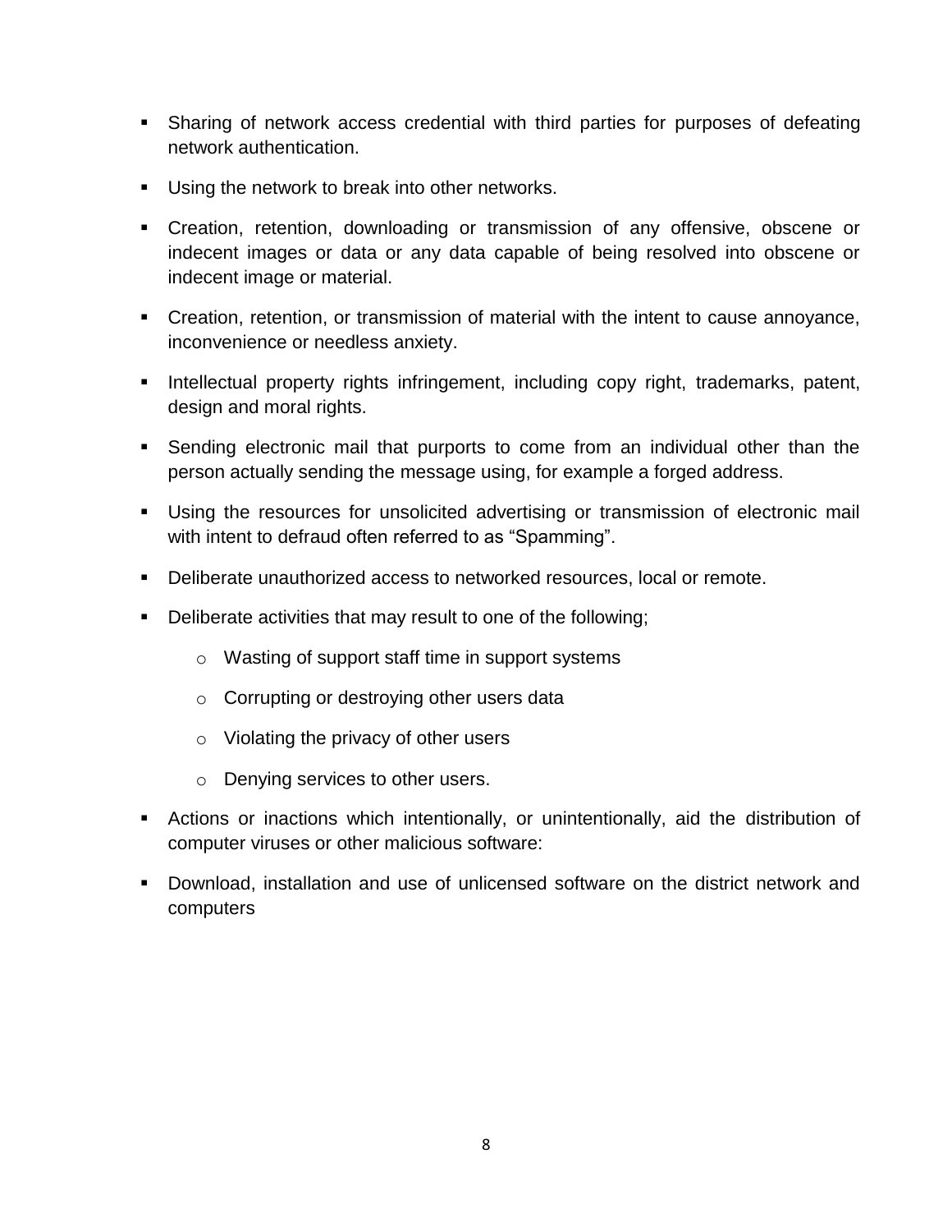- Sharing of network access credential with third parties for purposes of defeating network authentication.
- Using the network to break into other networks.
- Creation, retention, downloading or transmission of any offensive, obscene or indecent images or data or any data capable of being resolved into obscene or indecent image or material.
- Creation, retention, or transmission of material with the intent to cause annoyance, inconvenience or needless anxiety.
- Intellectual property rights infringement, including copy right, trademarks, patent, design and moral rights.
- Sending electronic mail that purports to come from an individual other than the person actually sending the message using, for example a forged address.
- Using the resources for unsolicited advertising or transmission of electronic mail with intent to defraud often referred to as “Spamming”.
- Deliberate unauthorized access to networked resources, local or remote.
- Deliberate activities that may result to one of the following;
  - Wasting of support staff time in support systems
  - Corrupting or destroying other users data
  - Violating the privacy of other users
  - Denying services to other users.
- Actions or inactions which intentionally, or unintentionally, aid the distribution of computer viruses or other malicious software:
- Download, installation and use of unlicensed software on the district network and computers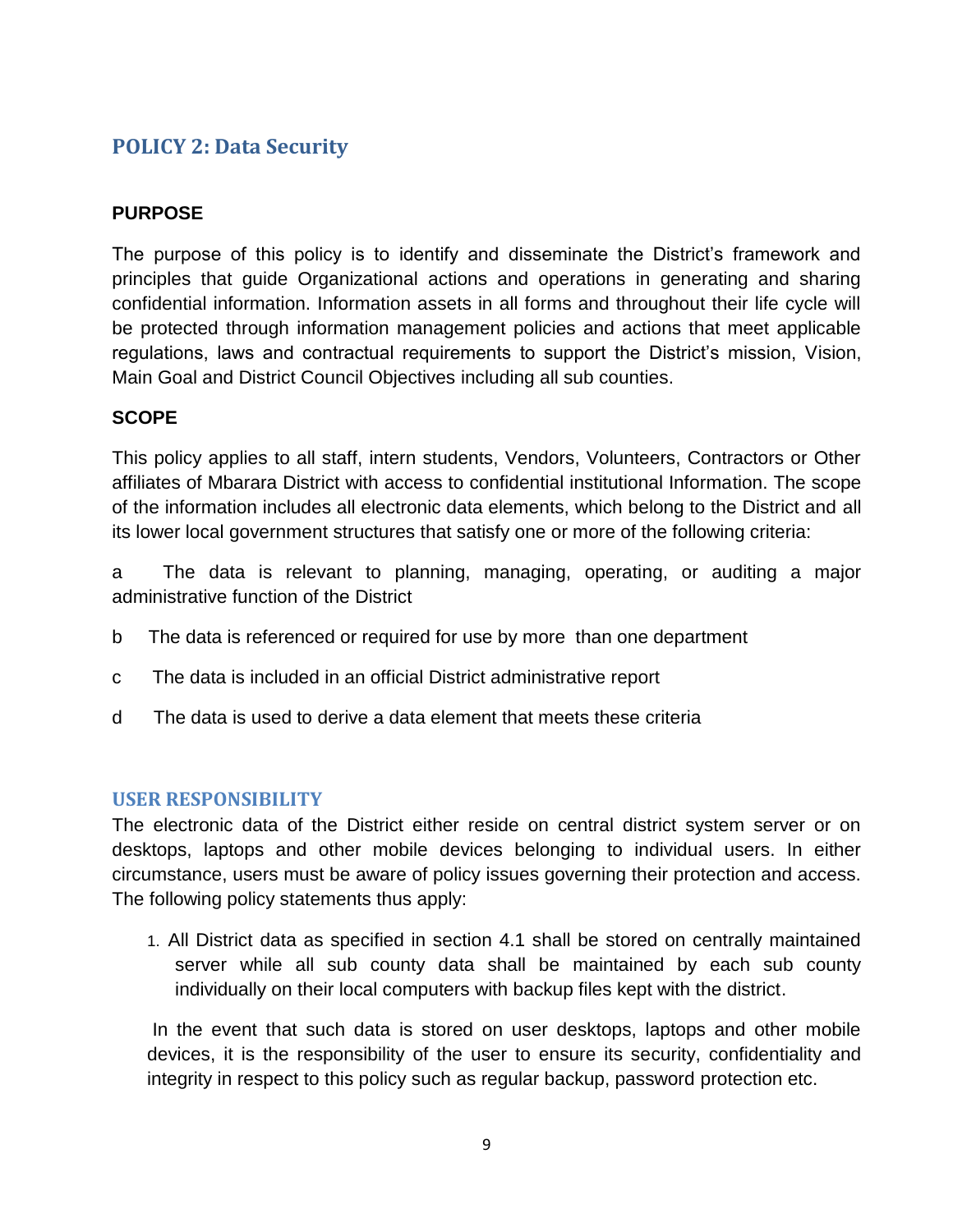## POLICY 2: Data Security

**PURPOSE**

The purpose of this policy is to identify and disseminate the District's framework and principles that guide Organizational actions and operations in generating and sharing confidential information. Information assets in all forms and throughout their life cycle will be protected through information management policies and actions that meet applicable regulations, laws and contractual requirements to support the District's mission, Vision, Main Goal and District Council Objectives including all sub counties.

**SCOPE**

This policy applies to all staff, intern students, Vendors, Volunteers, Contractors or Other affiliates of Mbarara District with access to confidential institutional Information. The scope of the information includes all electronic data elements, which belong to the District and all its lower local government structures that satisfy one or more of the following criteria:

a The data is relevant to planning, managing, operating, or auditing a major administrative function of the District

b The data is referenced or required for use by more than one department

c The data is included in an official District administrative report

d The data is used to derive a data element that meets these criteria

### USER RESPONSIBILITY

The electronic data of the District either reside on central district system server or on desktops, laptops and other mobile devices belonging to individual users. In either circumstance, users must be aware of policy issues governing their protection and access. The following policy statements thus apply:

1. All District data as specified in section 4.1 shall be stored on centrally maintained server while all sub county data shall be maintained by each sub county individually on their local computers with backup files kept with the district.

   In the event that such data is stored on user desktops, laptops and other mobile devices, it is the responsibility of the user to ensure its security, confidentiality and integrity in respect to this policy such as regular backup, password protection etc.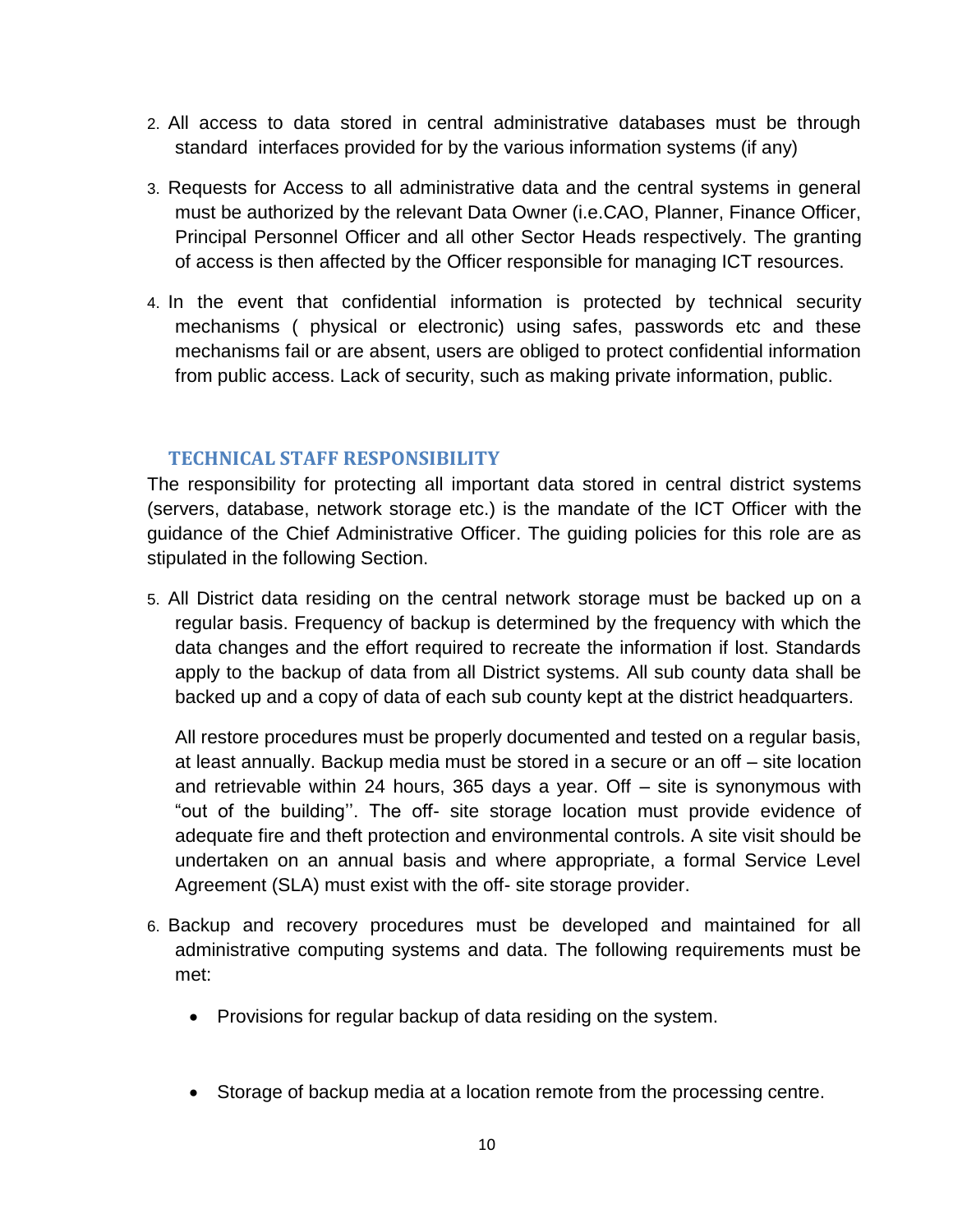2. All access to data stored in central administrative databases must be through standard interfaces provided for by the various information systems (if any)

3. Requests for Access to all administrative data and the central systems in general must be authorized by the relevant Data Owner (i.e.CAO, Planner, Finance Officer, Principal Personnel Officer and all other Sector Heads respectively. The granting of access is then affected by the Officer responsible for managing ICT resources.

4. In the event that confidential information is protected by technical security mechanisms ( physical or electronic) using safes, passwords etc and these mechanisms fail or are absent, users are obliged to protect confidential information from public access. Lack of security, such as making private information, public.

## TECHNICAL STAFF RESPONSIBILITY

The responsibility for protecting all important data stored in central district systems (servers, database, network storage etc.) is the mandate of the ICT Officer with the guidance of the Chief Administrative Officer. The guiding policies for this role are as stipulated in the following Section.

5. All District data residing on the central network storage must be backed up on a regular basis. Frequency of backup is determined by the frequency with which the data changes and the effort required to recreate the information if lost. Standards apply to the backup of data from all District systems. All sub county data shall be backed up and a copy of data of each sub county kept at the district headquarters.

   All restore procedures must be properly documented and tested on a regular basis, at least annually. Backup media must be stored in a secure or an off – site location and retrievable within 24 hours, 365 days a year. Off – site is synonymous with "out of the building''. The off- site storage location must provide evidence of adequate fire and theft protection and environmental controls. A site visit should be undertaken on an annual basis and where appropriate, a formal Service Level Agreement (SLA) must exist with the off- site storage provider.

6. Backup and recovery procedures must be developed and maintained for all administrative computing systems and data. The following requirements must be met:

   - Provisions for regular backup of data residing on the system.

   - Storage of backup media at a location remote from the processing centre.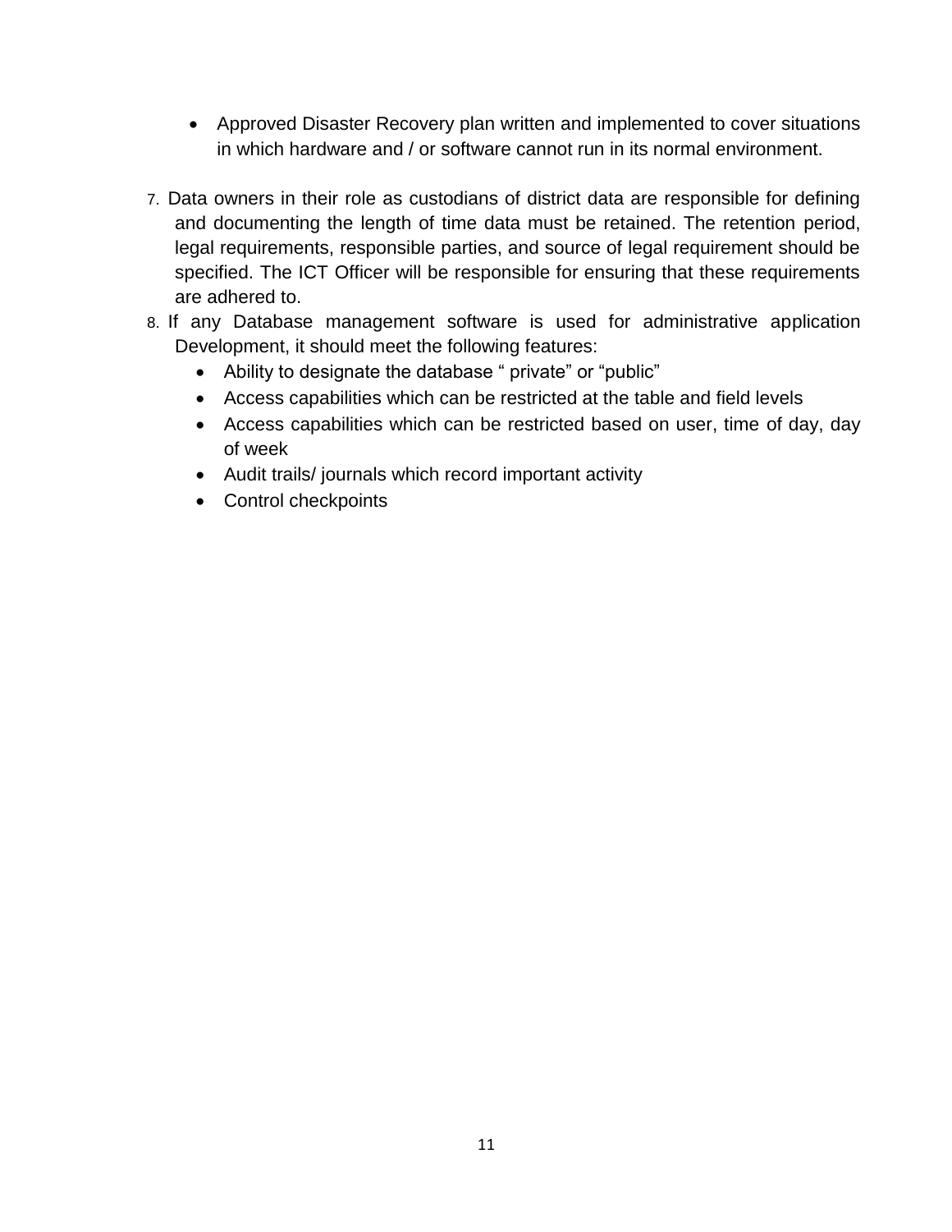- Approved Disaster Recovery plan written and implemented to cover situations in which hardware and / or software cannot run in its normal environment.

7. Data owners in their role as custodians of district data are responsible for defining and documenting the length of time data must be retained. The retention period, legal requirements, responsible parties, and source of legal requirement should be specified. The ICT Officer will be responsible for ensuring that these requirements are adhered to.
8. If any Database management software is used for administrative application Development, it should meet the following features:
   - Ability to designate the database " private" or "public"
   - Access capabilities which can be restricted at the table and field levels
   - Access capabilities which can be restricted based on user, time of day, day of week
   - Audit trails/ journals which record important activity
   - Control checkpoints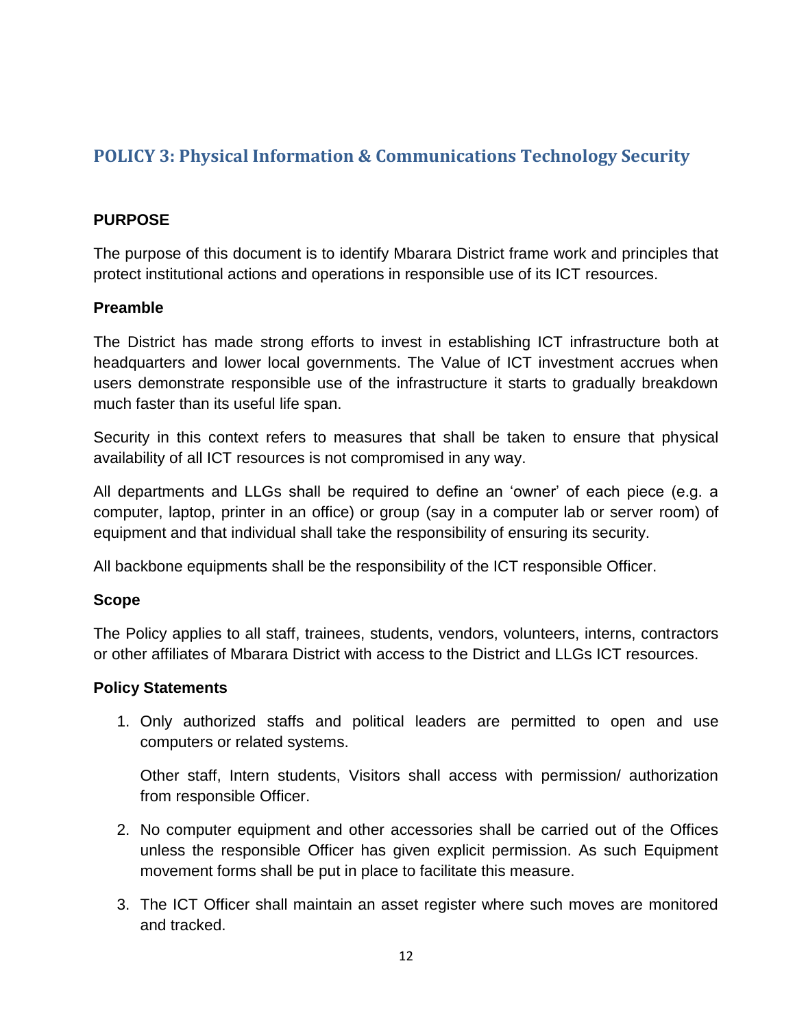## POLICY 3: Physical Information & Communications Technology Security

**PURPOSE**

The purpose of this document is to identify Mbarara District frame work and principles that protect institutional actions and operations in responsible use of its ICT resources.

**Preamble**

The District has made strong efforts to invest in establishing ICT infrastructure both at headquarters and lower local governments. The Value of ICT investment accrues when users demonstrate responsible use of the infrastructure it starts to gradually breakdown much faster than its useful life span.

Security in this context refers to measures that shall be taken to ensure that physical availability of all ICT resources is not compromised in any way.

All departments and LLGs shall be required to define an 'owner' of each piece (e.g. a computer, laptop, printer in an office) or group (say in a computer lab or server room) of equipment and that individual shall take the responsibility of ensuring its security.

All backbone equipments shall be the responsibility of the ICT responsible Officer.

**Scope**

The Policy applies to all staff, trainees, students, vendors, volunteers, interns, contractors or other affiliates of Mbarara District with access to the District and LLGs ICT resources.

**Policy Statements**

1. Only authorized staffs and political leaders are permitted to open and use computers or related systems.

   Other staff, Intern students, Visitors shall access with permission/ authorization from responsible Officer.

2. No computer equipment and other accessories shall be carried out of the Offices unless the responsible Officer has given explicit permission. As such Equipment movement forms shall be put in place to facilitate this measure.

3. The ICT Officer shall maintain an asset register where such moves are monitored and tracked.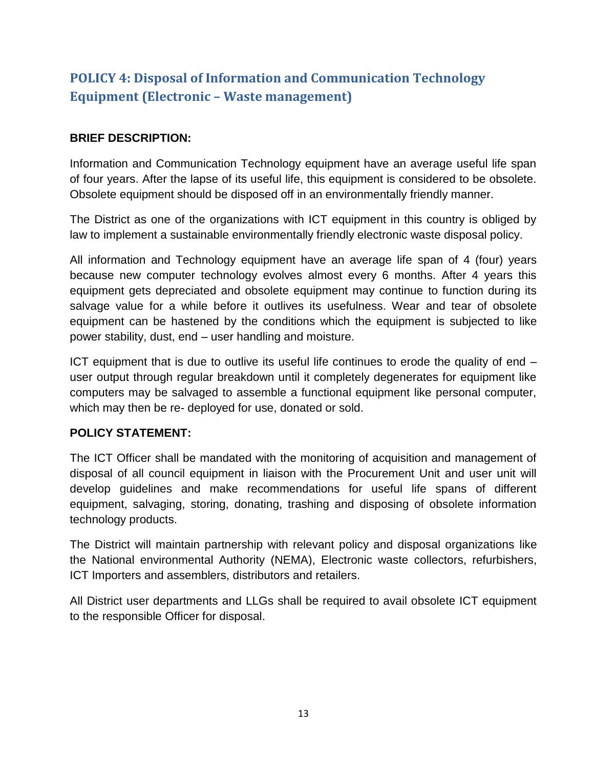## POLICY 4: Disposal of Information and Communication Technology Equipment (Electronic – Waste management)

**BRIEF DESCRIPTION:**

Information and Communication Technology equipment have an average useful life span of four years. After the lapse of its useful life, this equipment is considered to be obsolete. Obsolete equipment should be disposed off in an environmentally friendly manner.

The District as one of the organizations with ICT equipment in this country is obliged by law to implement a sustainable environmentally friendly electronic waste disposal policy.

All information and Technology equipment have an average life span of 4 (four) years because new computer technology evolves almost every 6 months. After 4 years this equipment gets depreciated and obsolete equipment may continue to function during its salvage value for a while before it outlives its usefulness. Wear and tear of obsolete equipment can be hastened by the conditions which the equipment is subjected to like power stability, dust, end – user handling and moisture.

ICT equipment that is due to outlive its useful life continues to erode the quality of end – user output through regular breakdown until it completely degenerates for equipment like computers may be salvaged to assemble a functional equipment like personal computer, which may then be re- deployed for use, donated or sold.

**POLICY STATEMENT:**

The ICT Officer shall be mandated with the monitoring of acquisition and management of disposal of all council equipment in liaison with the Procurement Unit and user unit will develop guidelines and make recommendations for useful life spans of different equipment, salvaging, storing, donating, trashing and disposing of obsolete information technology products.

The District will maintain partnership with relevant policy and disposal organizations like the National environmental Authority (NEMA), Electronic waste collectors, refurbishers, ICT Importers and assemblers, distributors and retailers.

All District user departments and LLGs shall be required to avail obsolete ICT equipment to the responsible Officer for disposal.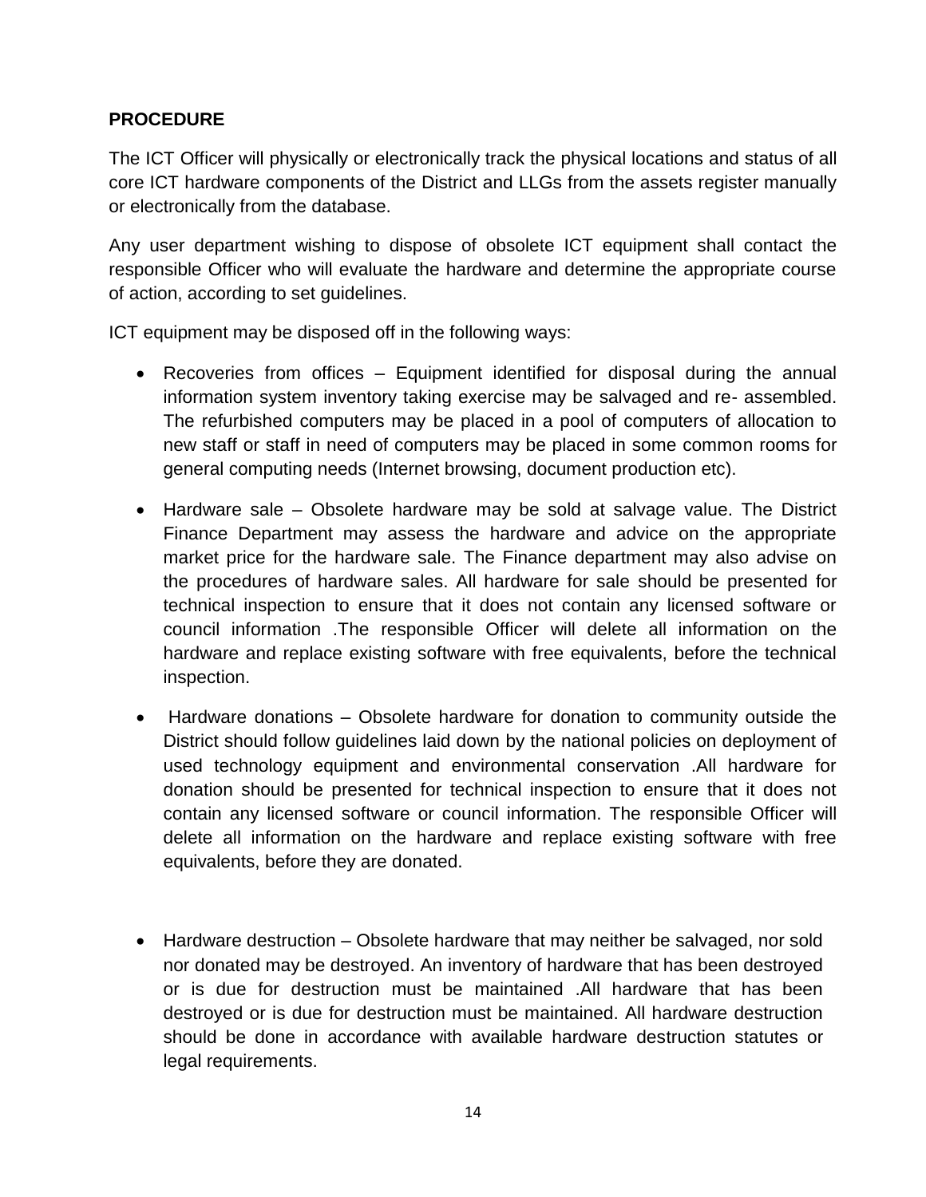**PROCEDURE**

The ICT Officer will physically or electronically track the physical locations and status of all core ICT hardware components of the District and LLGs from the assets register manually or electronically from the database.

Any user department wishing to dispose of obsolete ICT equipment shall contact the responsible Officer who will evaluate the hardware and determine the appropriate course of action, according to set guidelines.

ICT equipment may be disposed off in the following ways:

- Recoveries from offices – Equipment identified for disposal during the annual information system inventory taking exercise may be salvaged and re- assembled. The refurbished computers may be placed in a pool of computers of allocation to new staff or staff in need of computers may be placed in some common rooms for general computing needs (Internet browsing, document production etc).

- Hardware sale – Obsolete hardware may be sold at salvage value. The District Finance Department may assess the hardware and advice on the appropriate market price for the hardware sale. The Finance department may also advise on the procedures of hardware sales. All hardware for sale should be presented for technical inspection to ensure that it does not contain any licensed software or council information .The responsible Officer will delete all information on the hardware and replace existing software with free equivalents, before the technical inspection.

- Hardware donations – Obsolete hardware for donation to community outside the District should follow guidelines laid down by the national policies on deployment of used technology equipment and environmental conservation .All hardware for donation should be presented for technical inspection to ensure that it does not contain any licensed software or council information. The responsible Officer will delete all information on the hardware and replace existing software with free equivalents, before they are donated.

- Hardware destruction – Obsolete hardware that may neither be salvaged, nor sold nor donated may be destroyed. An inventory of hardware that has been destroyed or is due for destruction must be maintained .All hardware that has been destroyed or is due for destruction must be maintained. All hardware destruction should be done in accordance with available hardware destruction statutes or legal requirements.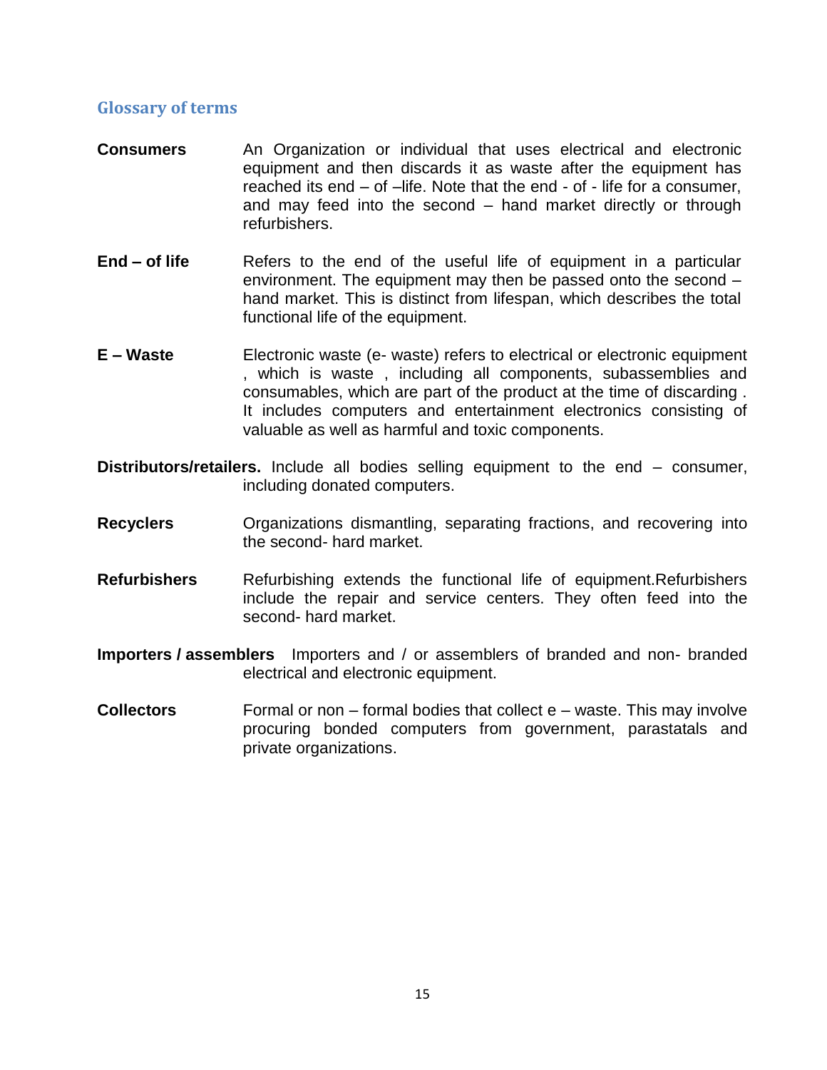## Glossary of terms

**Consumers** An Organization or individual that uses electrical and electronic equipment and then discards it as waste after the equipment has reached its end – of –life. Note that the end - of - life for a consumer, and may feed into the second – hand market directly or through refurbishers.

**End – of life** Refers to the end of the useful life of equipment in a particular environment. The equipment may then be passed onto the second – hand market. This is distinct from lifespan, which describes the total functional life of the equipment.

**E – Waste** Electronic waste (e- waste) refers to electrical or electronic equipment , which is waste , including all components, subassemblies and consumables, which are part of the product at the time of discarding . It includes computers and entertainment electronics consisting of valuable as well as harmful and toxic components.

**Distributors/retailers.** Include all bodies selling equipment to the end – consumer, including donated computers.

**Recyclers** Organizations dismantling, separating fractions, and recovering into the second- hard market.

**Refurbishers** Refurbishing extends the functional life of equipment.Refurbishers include the repair and service centers. They often feed into the second- hard market.

**Importers / assemblers** Importers and / or assemblers of branded and non- branded electrical and electronic equipment.

**Collectors** Formal or non – formal bodies that collect e – waste. This may involve procuring bonded computers from government, parastatals and private organizations.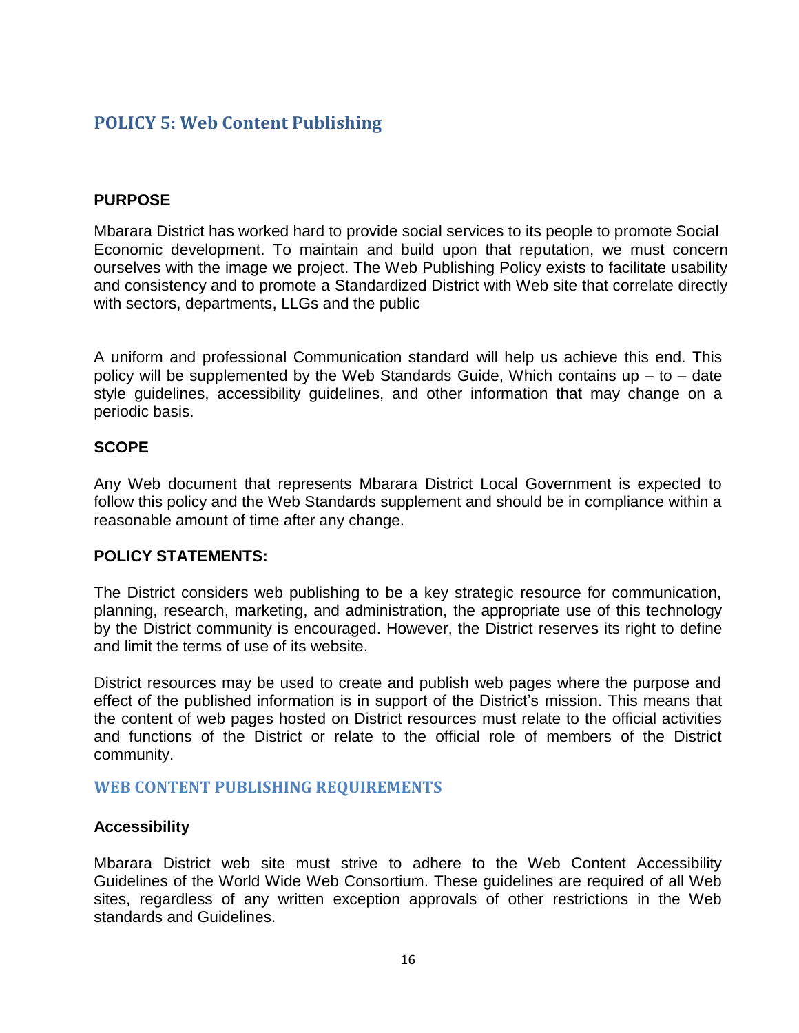## POLICY 5: Web Content Publishing

**PURPOSE**

Mbarara District has worked hard to provide social services to its people to promote Social Economic development. To maintain and build upon that reputation, we must concern ourselves with the image we project. The Web Publishing Policy exists to facilitate usability and consistency and to promote a Standardized District with Web site that correlate directly with sectors, departments, LLGs and the public

A uniform and professional Communication standard will help us achieve this end. This policy will be supplemented by the Web Standards Guide, Which contains up – to – date style guidelines, accessibility guidelines, and other information that may change on a periodic basis.

**SCOPE**

Any Web document that represents Mbarara District Local Government is expected to follow this policy and the Web Standards supplement and should be in compliance within a reasonable amount of time after any change.

**POLICY STATEMENTS:**

The District considers web publishing to be a key strategic resource for communication, planning, research, marketing, and administration, the appropriate use of this technology by the District community is encouraged. However, the District reserves its right to define and limit the terms of use of its website.

District resources may be used to create and publish web pages where the purpose and effect of the published information is in support of the District's mission. This means that the content of web pages hosted on District resources must relate to the official activities and functions of the District or relate to the official role of members of the District community.

### WEB CONTENT PUBLISHING REQUIREMENTS

**Accessibility**

Mbarara District web site must strive to adhere to the Web Content Accessibility Guidelines of the World Wide Web Consortium. These guidelines are required of all Web sites, regardless of any written exception approvals of other restrictions in the Web standards and Guidelines.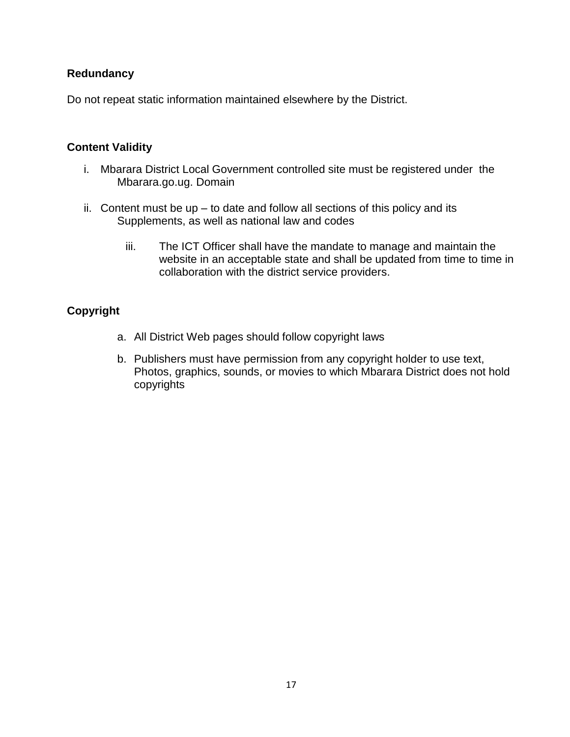**Redundancy**

Do not repeat static information maintained elsewhere by the District.

**Content Validity**

i. Mbarara District Local Government controlled site must be registered under the Mbarara.go.ug. Domain

ii. Content must be up – to date and follow all sections of this policy and its Supplements, as well as national law and codes

iii. The ICT Officer shall have the mandate to manage and maintain the website in an acceptable state and shall be updated from time to time in collaboration with the district service providers.

**Copyright**

a. All District Web pages should follow copyright laws

b. Publishers must have permission from any copyright holder to use text, Photos, graphics, sounds, or movies to which Mbarara District does not hold copyrights